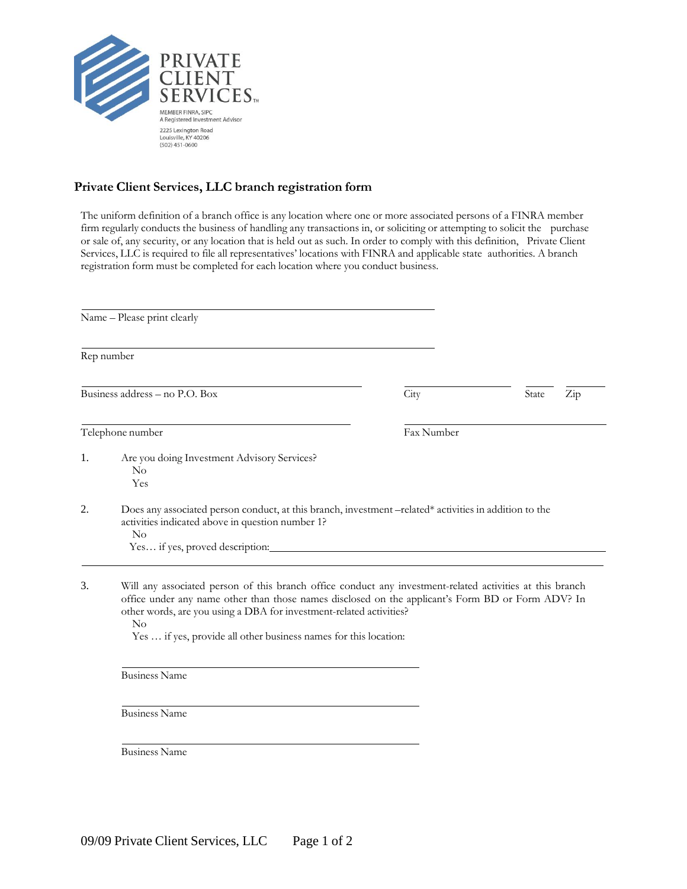PRIVATE CLIENT SERVICES™

MEMBER FINRA, SIPC
A Registered Investment Advisor
2225 Lexington Road
Louisville, KY 40206
(502) 451-0600

## Private Client Services, LLC branch registration form

The uniform definition of a branch office is any location where one or more associated persons of a FINRA member firm regularly conducts the business of handling any transactions in, or soliciting or attempting to solicit the purchase or sale of, any security, or any location that is held out as such. In order to comply with this definition, Private Client Services, LLC is required to file all representatives' locations with FINRA and applicable state authorities. A branch registration form must be completed for each location where you conduct business.

______________________________
Name – Please print clearly

______________________________
Rep number

______________________________ ______________ ______ ______
Business address – no P.O. Box City State Zip

______________________________ ______________
Telephone number Fax Number

1. Are you doing Investment Advisory Services?
   - No
   - Yes

2. Does any associated person conduct, at this branch, investment –related* activities in addition to the activities indicated above in question number 1?
   - No
   - Yes… if yes, proved description:______________________________

3. Will any associated person of this branch office conduct any investment-related activities at this branch office under any name other than those names disclosed on the applicant's Form BD or Form ADV? In other words, are you using a DBA for investment-related activities?
   - No
   - Yes … if yes, provide all other business names for this location:

   ______________________________
   Business Name

   ______________________________
   Business Name

   ______________________________
   Business Name

09/09 Private Client Services, LLC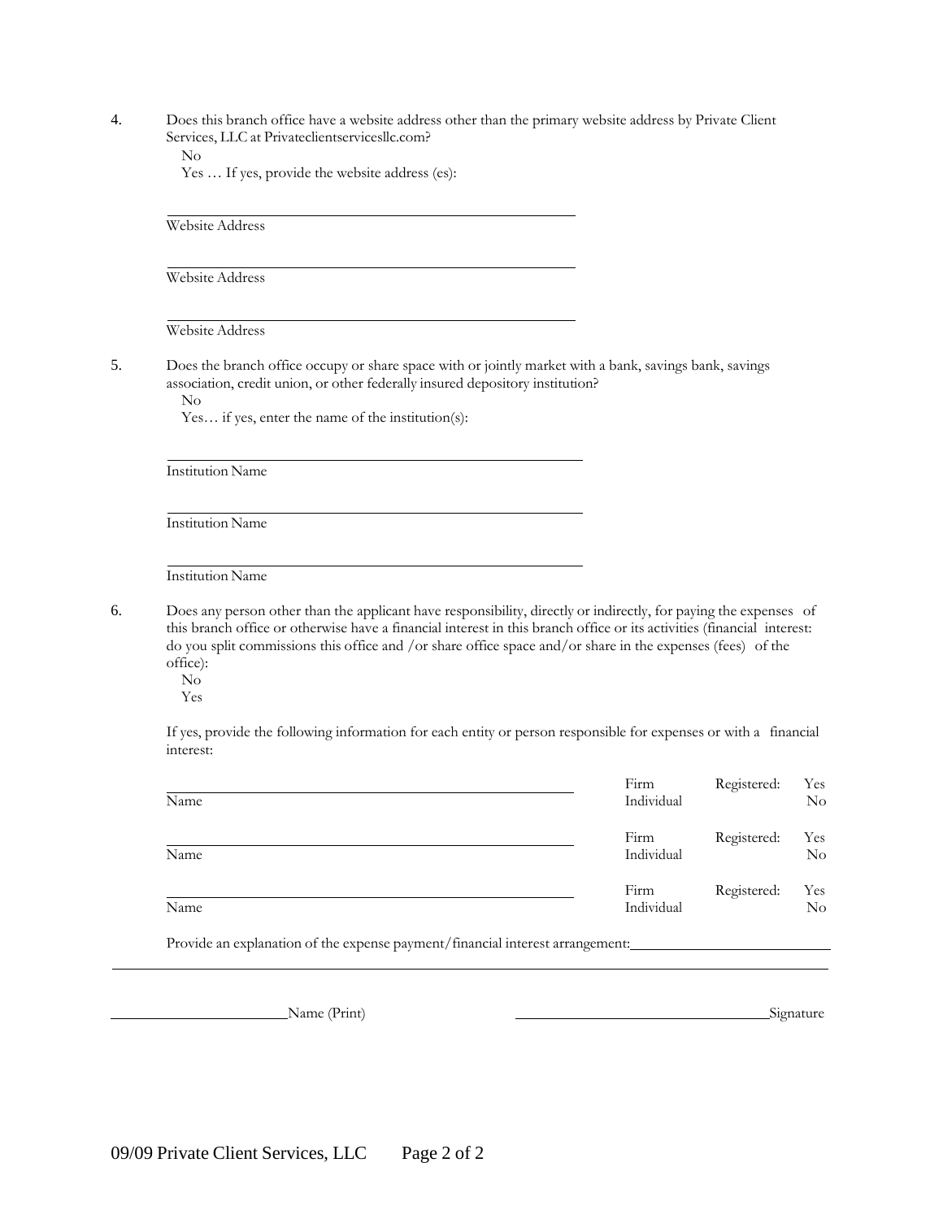4. Does this branch office have a website address other than the primary website address by Private Client Services, LLC at Privateclientservicesllc.com?

   No

   Yes … If yes, provide the website address (es):

   ______________________________
   Website Address

   ______________________________
   Website Address

   ______________________________
   Website Address

5. Does the branch office occupy or share space with or jointly market with a bank, savings bank, savings association, credit union, or other federally insured depository institution?

   No

   Yes… if yes, enter the name of the institution(s):

   ______________________________
   Institution Name

   ______________________________
   Institution Name

   ______________________________
   Institution Name

6. Does any person other than the applicant have responsibility, directly or indirectly, for paying the expenses of this branch office or otherwise have a financial interest in this branch office or its activities (financial interest: do you split commissions this office and /or share office space and/or share in the expenses (fees) of the office):

   No

   Yes

   If yes, provide the following information for each entity or person responsible for expenses or with a financial interest:

   | | | | |
   |---|---|---|---|
   | ______________________________ Name | Firm / Individual | Registered: | Yes / No |
   | ______________________________ Name | Firm / Individual | Registered: | Yes / No |
   | ______________________________ Name | Firm / Individual | Registered: | Yes / No |

   Provide an explanation of the expense payment/financial interest arrangement: ______________________________

______________________________

______________________ Name (Print) ______________________ Signature

09/09 Private Client Services, LLC